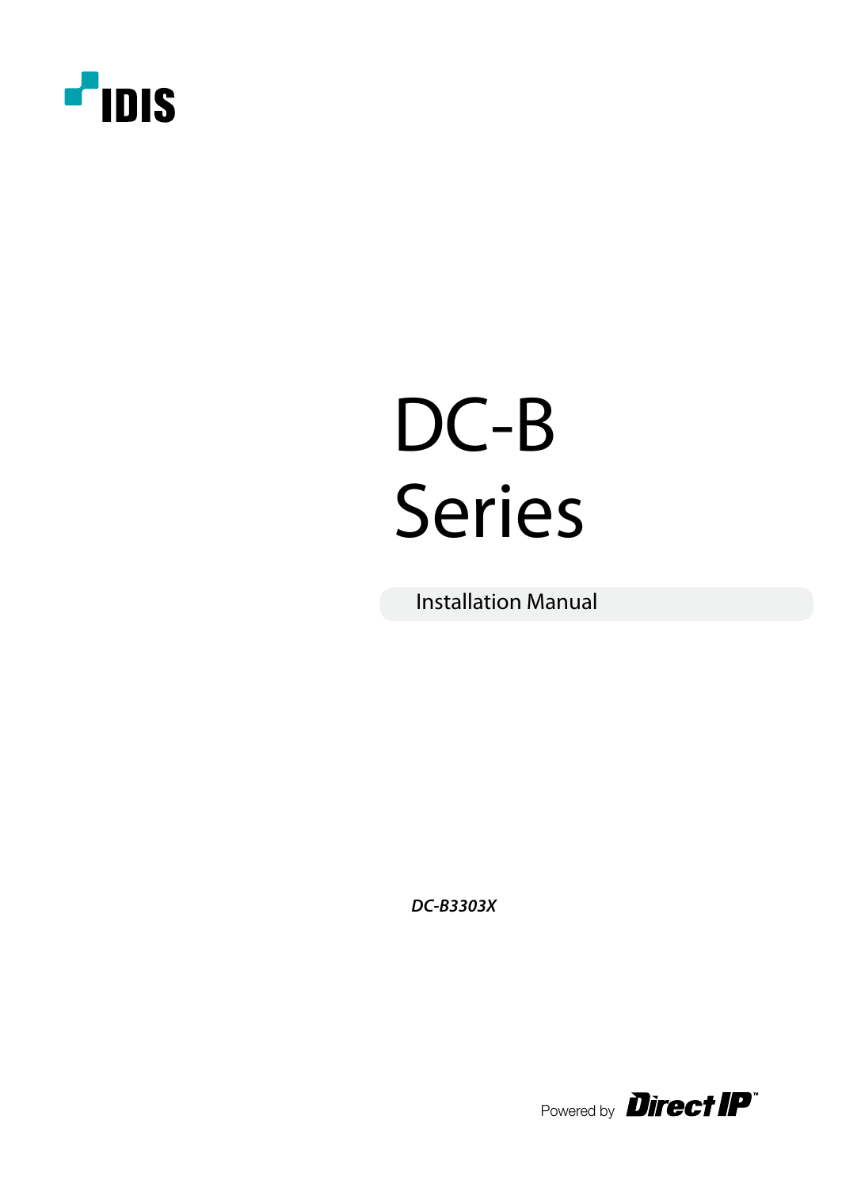IDIS

# DC-B Series

Installation Manual

*DC-B3303X*

Powered by Direct IP™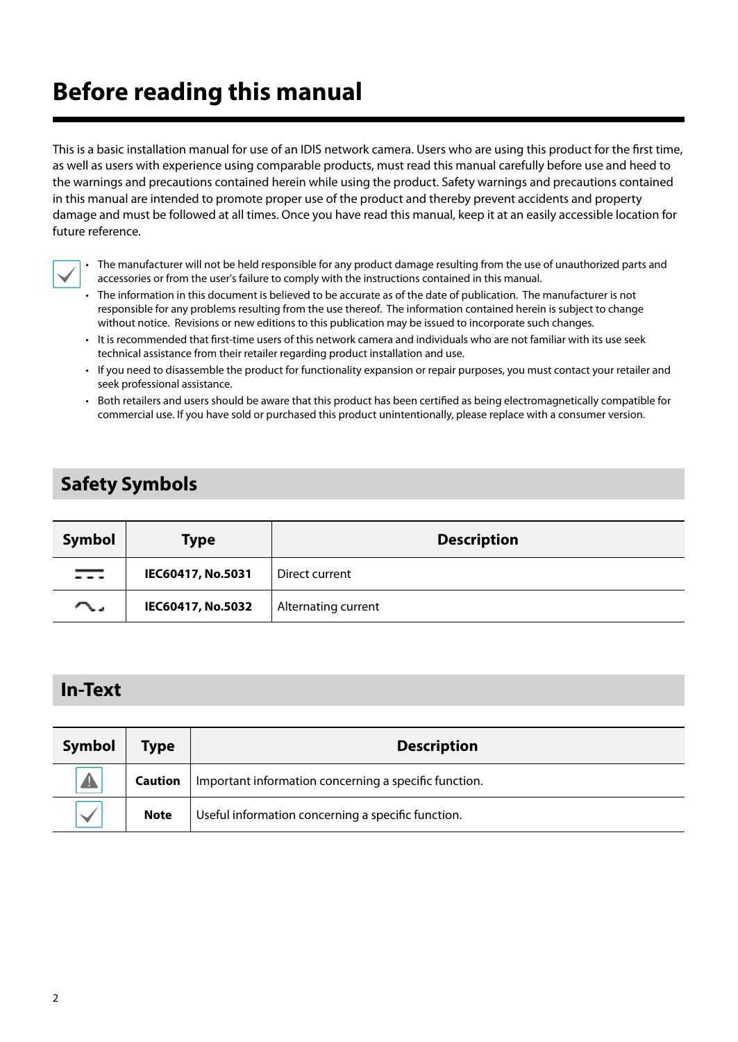# Before reading this manual

This is a basic installation manual for use of an IDIS network camera. Users who are using this product for the first time, as well as users with experience using comparable products, must read this manual carefully before use and heed to the warnings and precautions contained herein while using the product. Safety warnings and precautions contained in this manual are intended to promote proper use of the product and thereby prevent accidents and property damage and must be followed at all times. Once you have read this manual, keep it at an easily accessible location for future reference.

- The manufacturer will not be held responsible for any product damage resulting from the use of unauthorized parts and accessories or from the user's failure to comply with the instructions contained in this manual.
- The information in this document is believed to be accurate as of the date of publication. The manufacturer is not responsible for any problems resulting from the use thereof. The information contained herein is subject to change without notice. Revisions or new editions to this publication may be issued to incorporate such changes.
- It is recommended that first-time users of this network camera and individuals who are not familiar with its use seek technical assistance from their retailer regarding product installation and use.
- If you need to disassemble the product for functionality expansion or repair purposes, you must contact your retailer and seek professional assistance.
- Both retailers and users should be aware that this product has been certified as being electromagnetically compatible for commercial use. If you have sold or purchased this product unintentionally, please replace with a consumer version.

## Safety Symbols

| Symbol | Type | Description |
|---|---|---|
| ⎓ | **IEC60417, No.5031** | Direct current |
| ∿ | **IEC60417, No.5032** | Alternating current |

## In-Text

| Symbol | Type | Description |
|---|---|---|
| ⚠ | **Caution** | Important information concerning a specific function. |
| ✓ | **Note** | Useful information concerning a specific function. |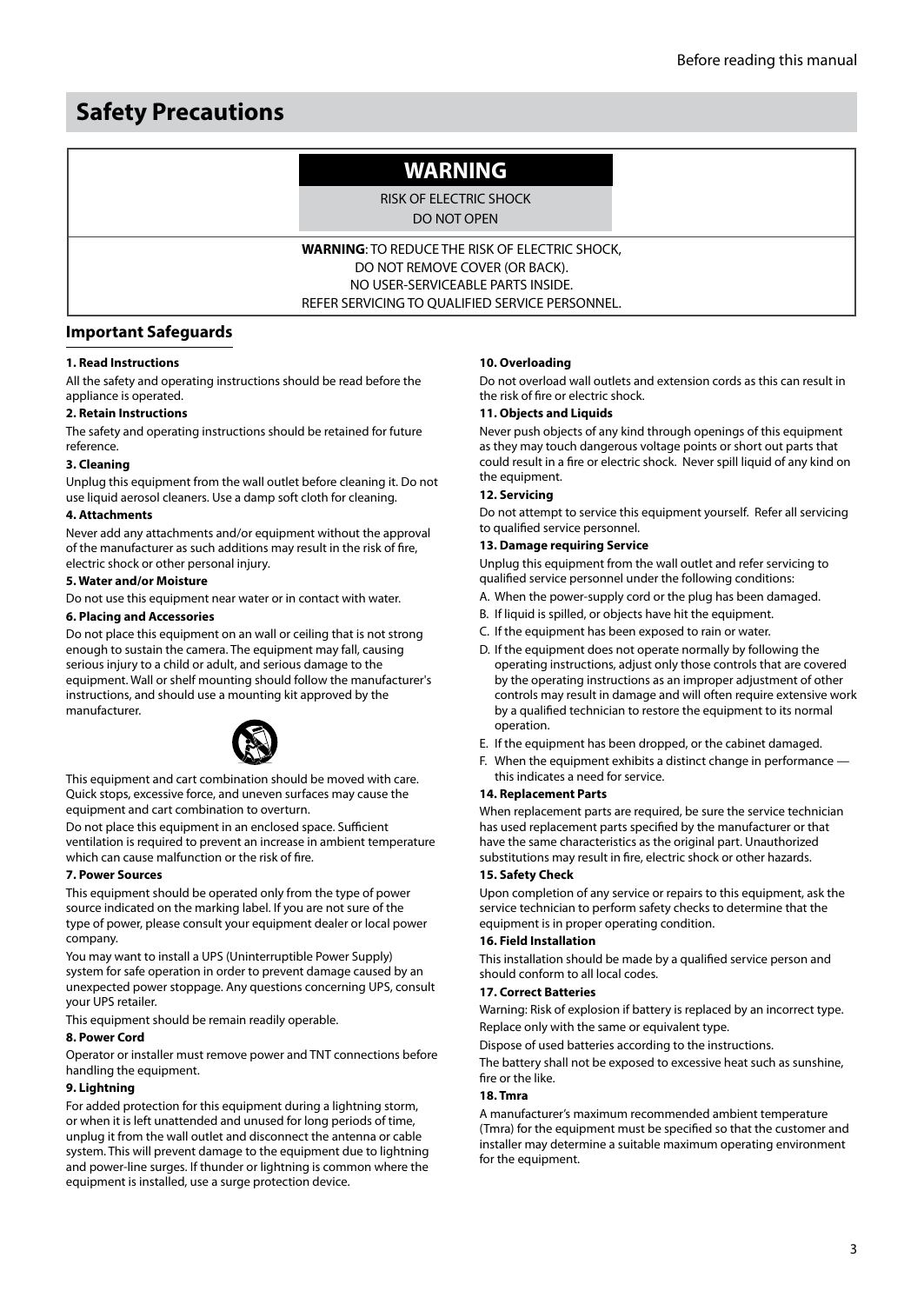# Safety Precautions

**WARNING**

RISK OF ELECTRIC SHOCK
DO NOT OPEN

**WARNING**: TO REDUCE THE RISK OF ELECTRIC SHOCK,
DO NOT REMOVE COVER (OR BACK).
NO USER-SERVICEABLE PARTS INSIDE.
REFER SERVICING TO QUALIFIED SERVICE PERSONNEL.

## Important Safeguards

**1. Read Instructions**

All the safety and operating instructions should be read before the appliance is operated.

**2. Retain Instructions**

The safety and operating instructions should be retained for future reference.

**3. Cleaning**

Unplug this equipment from the wall outlet before cleaning it. Do not use liquid aerosol cleaners. Use a damp soft cloth for cleaning.

**4. Attachments**

Never add any attachments and/or equipment without the approval of the manufacturer as such additions may result in the risk of fire, electric shock or other personal injury.

**5. Water and/or Moisture**

Do not use this equipment near water or in contact with water.

**6. Placing and Accessories**

Do not place this equipment on an wall or ceiling that is not strong enough to sustain the camera. The equipment may fall, causing serious injury to a child or adult, and serious damage to the equipment. Wall or shelf mounting should follow the manufacturer's instructions, and should use a mounting kit approved by the manufacturer.

This equipment and cart combination should be moved with care. Quick stops, excessive force, and uneven surfaces may cause the equipment and cart combination to overturn.

Do not place this equipment in an enclosed space. Sufficient ventilation is required to prevent an increase in ambient temperature which can cause malfunction or the risk of fire.

**7. Power Sources**

This equipment should be operated only from the type of power source indicated on the marking label. If you are not sure of the type of power, please consult your equipment dealer or local power company.

You may want to install a UPS (Uninterruptible Power Supply) system for safe operation in order to prevent damage caused by an unexpected power stoppage. Any questions concerning UPS, consult your UPS retailer.

This equipment should be remain readily operable.

**8. Power Cord**

Operator or installer must remove power and TNT connections before handling the equipment.

**9. Lightning**

For added protection for this equipment during a lightning storm, or when it is left unattended and unused for long periods of time, unplug it from the wall outlet and disconnect the antenna or cable system. This will prevent damage to the equipment due to lightning and power-line surges. If thunder or lightning is common where the equipment is installed, use a surge protection device.

**10. Overloading**

Do not overload wall outlets and extension cords as this can result in the risk of fire or electric shock.

**11. Objects and Liquids**

Never push objects of any kind through openings of this equipment as they may touch dangerous voltage points or short out parts that could result in a fire or electric shock. Never spill liquid of any kind on the equipment.

**12. Servicing**

Do not attempt to service this equipment yourself. Refer all servicing to qualified service personnel.

**13. Damage requiring Service**

Unplug this equipment from the wall outlet and refer servicing to qualified service personnel under the following conditions:

A. When the power-supply cord or the plug has been damaged.
B. If liquid is spilled, or objects have hit the equipment.
C. If the equipment has been exposed to rain or water.
D. If the equipment does not operate normally by following the operating instructions, adjust only those controls that are covered by the operating instructions as an improper adjustment of other controls may result in damage and will often require extensive work by a qualified technician to restore the equipment to its normal operation.
E. If the equipment has been dropped, or the cabinet damaged.
F. When the equipment exhibits a distinct change in performance — this indicates a need for service.

**14. Replacement Parts**

When replacement parts are required, be sure the service technician has used replacement parts specified by the manufacturer or that have the same characteristics as the original part. Unauthorized substitutions may result in fire, electric shock or other hazards.

**15. Safety Check**

Upon completion of any service or repairs to this equipment, ask the service technician to perform safety checks to determine that the equipment is in proper operating condition.

**16. Field Installation**

This installation should be made by a qualified service person and should conform to all local codes.

**17. Correct Batteries**

Warning: Risk of explosion if battery is replaced by an incorrect type.
Replace only with the same or equivalent type.

Dispose of used batteries according to the instructions.

The battery shall not be exposed to excessive heat such as sunshine, fire or the like.

**18. Tmra**

A manufacturer's maximum recommended ambient temperature (Tmra) for the equipment must be specified so that the customer and installer may determine a suitable maximum operating environment for the equipment.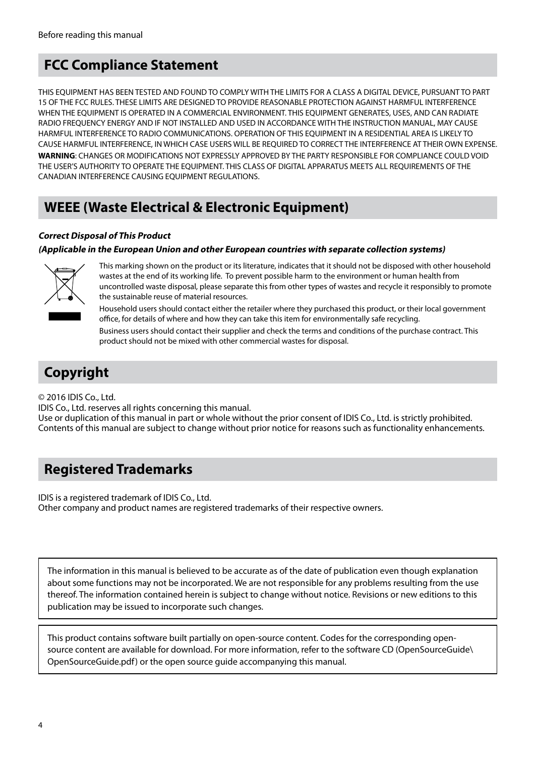## FCC Compliance Statement

THIS EQUIPMENT HAS BEEN TESTED AND FOUND TO COMPLY WITH THE LIMITS FOR A CLASS A DIGITAL DEVICE, PURSUANT TO PART 15 OF THE FCC RULES. THESE LIMITS ARE DESIGNED TO PROVIDE REASONABLE PROTECTION AGAINST HARMFUL INTERFERENCE WHEN THE EQUIPMENT IS OPERATED IN A COMMERCIAL ENVIRONMENT. THIS EQUIPMENT GENERATES, USES, AND CAN RADIATE RADIO FREQUENCY ENERGY AND IF NOT INSTALLED AND USED IN ACCORDANCE WITH THE INSTRUCTION MANUAL, MAY CAUSE HARMFUL INTERFERENCE TO RADIO COMMUNICATIONS. OPERATION OF THIS EQUIPMENT IN A RESIDENTIAL AREA IS LIKELY TO CAUSE HARMFUL INTERFERENCE, IN WHICH CASE USERS WILL BE REQUIRED TO CORRECT THE INTERFERENCE AT THEIR OWN EXPENSE.
**WARNING**: CHANGES OR MODIFICATIONS NOT EXPRESSLY APPROVED BY THE PARTY RESPONSIBLE FOR COMPLIANCE COULD VOID THE USER'S AUTHORITY TO OPERATE THE EQUIPMENT. THIS CLASS OF DIGITAL APPARATUS MEETS ALL REQUIREMENTS OF THE CANADIAN INTERFERENCE CAUSING EQUIPMENT REGULATIONS.

## WEEE (Waste Electrical & Electronic Equipment)

***Correct Disposal of This Product***

***(Applicable in the European Union and other European countries with separate collection systems)***

This marking shown on the product or its literature, indicates that it should not be disposed with other household wastes at the end of its working life. To prevent possible harm to the environment or human health from uncontrolled waste disposal, please separate this from other types of wastes and recycle it responsibly to promote the sustainable reuse of material resources.

Household users should contact either the retailer where they purchased this product, or their local government office, for details of where and how they can take this item for environmentally safe recycling.

Business users should contact their supplier and check the terms and conditions of the purchase contract. This product should not be mixed with other commercial wastes for disposal.

## Copyright

© 2016 IDIS Co., Ltd.
IDIS Co., Ltd. reserves all rights concerning this manual.
Use or duplication of this manual in part or whole without the prior consent of IDIS Co., Ltd. is strictly prohibited.
Contents of this manual are subject to change without prior notice for reasons such as functionality enhancements.

## Registered Trademarks

IDIS is a registered trademark of IDIS Co., Ltd.
Other company and product names are registered trademarks of their respective owners.

The information in this manual is believed to be accurate as of the date of publication even though explanation about some functions may not be incorporated. We are not responsible for any problems resulting from the use thereof. The information contained herein is subject to change without notice. Revisions or new editions to this publication may be issued to incorporate such changes.

This product contains software built partially on open-source content. Codes for the corresponding open-source content are available for download. For more information, refer to the software CD (OpenSourceGuide\OpenSourceGuide.pdf) or the open source guide accompanying this manual.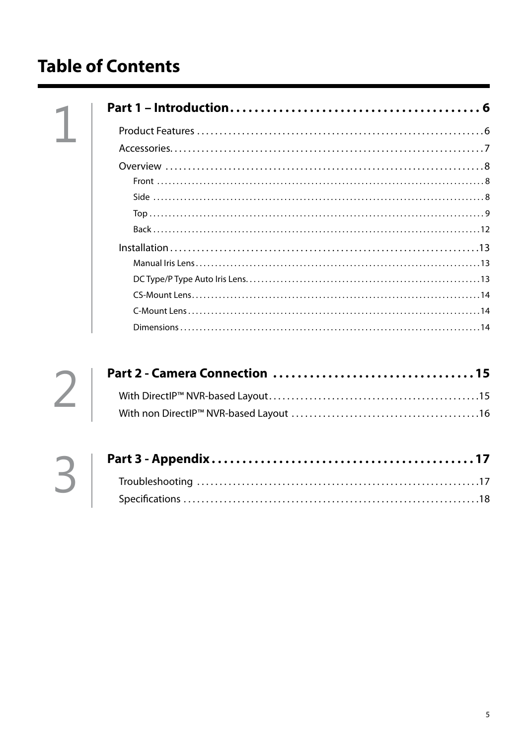# Table of Contents

1

**Part 1 – Introduction . . . . . . . . . . 6**

- Product Features . . . . . . . . . . 6
- Accessories. . . . . . . . . . 7
- Overview . . . . . . . . . . 8
  - Front . . . . . . . . . . 8
  - Side . . . . . . . . . . 8
  - Top . . . . . . . . . . 9
  - Back . . . . . . . . . . 12
- Installation . . . . . . . . . . 13
  - Manual Iris Lens . . . . . . . . . . 13
  - DC Type/P Type Auto Iris Lens. . . . . . . . . . 13
  - CS-Mount Lens . . . . . . . . . . 14
  - C-Mount Lens . . . . . . . . . . 14
  - Dimensions . . . . . . . . . . 14

2

**Part 2 - Camera Connection . . . . . . . . . . 15**

- With DirectIP™ NVR-based Layout . . . . . . . . . . 15
- With non DirectIP™ NVR-based Layout . . . . . . . . . . 16

3

**Part 3 - Appendix . . . . . . . . . . 17**

- Troubleshooting . . . . . . . . . . 17
- Specifications . . . . . . . . . . 18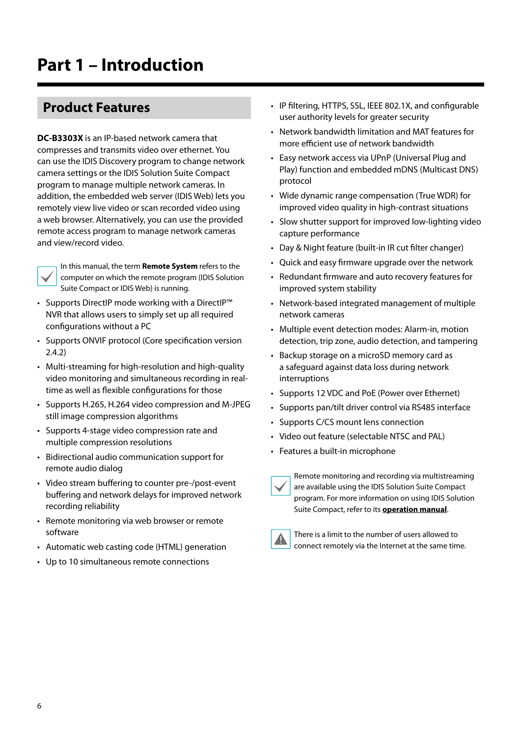# Part 1 – Introduction

## Product Features

**DC-B3303X** is an IP-based network camera that compresses and transmits video over ethernet. You can use the IDIS Discovery program to change network camera settings or the IDIS Solution Suite Compact program to manage multiple network cameras. In addition, the embedded web server (IDIS Web) lets you remotely view live video or scan recorded video using a web browser. Alternatively, you can use the provided remote access program to manage network cameras and view/record video.

In this manual, the term **Remote System** refers to the computer on which the remote program (IDIS Solution Suite Compact or IDIS Web) is running.

- Supports DirectIP mode working with a DirectIP™ NVR that allows users to simply set up all required configurations without a PC
- Supports ONVIF protocol (Core specification version 2.4.2)
- Multi-streaming for high-resolution and high-quality video monitoring and simultaneous recording in real-time as well as flexible configurations for those
- Supports H.265, H.264 video compression and M-JPEG still image compression algorithms
- Supports 4-stage video compression rate and multiple compression resolutions
- Bidirectional audio communication support for remote audio dialog
- Video stream buffering to counter pre-/post-event buffering and network delays for improved network recording reliability
- Remote monitoring via web browser or remote software
- Automatic web casting code (HTML) generation
- Up to 10 simultaneous remote connections
- IP filtering, HTTPS, SSL, IEEE 802.1X, and configurable user authority levels for greater security
- Network bandwidth limitation and MAT features for more efficient use of network bandwidth
- Easy network access via UPnP (Universal Plug and Play) function and embedded mDNS (Multicast DNS) protocol
- Wide dynamic range compensation (True WDR) for improved video quality in high-contrast situations
- Slow shutter support for improved low-lighting video capture performance
- Day & Night feature (built-in IR cut filter changer)
- Quick and easy firmware upgrade over the network
- Redundant firmware and auto recovery features for improved system stability
- Network-based integrated management of multiple network cameras
- Multiple event detection modes: Alarm-in, motion detection, trip zone, audio detection, and tampering
- Backup storage on a microSD memory card as a safeguard against data loss during network interruptions
- Supports 12 VDC and PoE (Power over Ethernet)
- Supports pan/tilt driver control via RS485 interface
- Supports C/CS mount lens connection
- Video out feature (selectable NTSC and PAL)
- Features a built-in microphone

Remote monitoring and recording via multistreaming are available using the IDIS Solution Suite Compact program. For more information on using IDIS Solution Suite Compact, refer to its **operation manual**.

There is a limit to the number of users allowed to connect remotely via the Internet at the same time.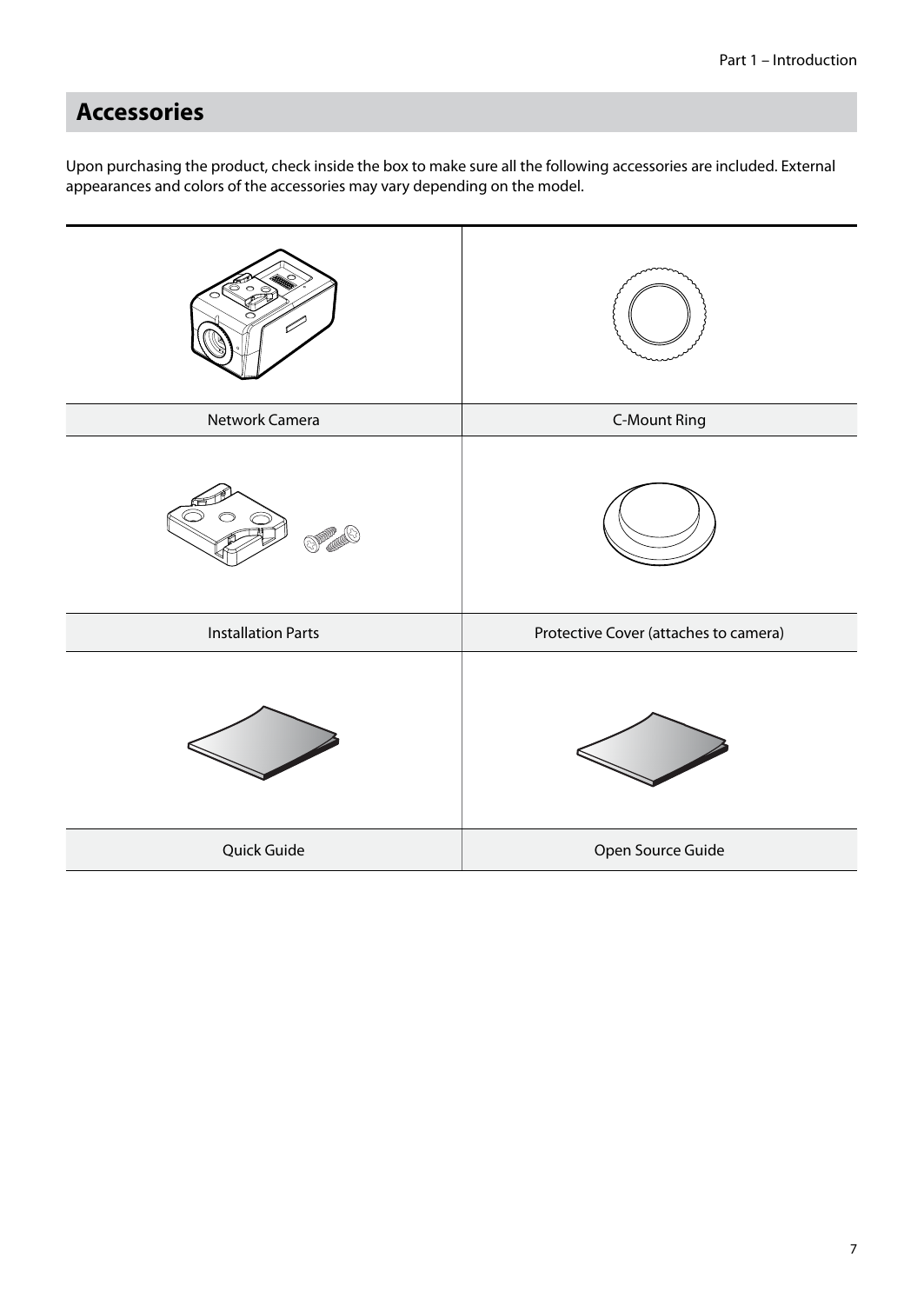## Accessories

Upon purchasing the product, check inside the box to make sure all the following accessories are included. External appearances and colors of the accessories may vary depending on the model.

| | |
|---|---|
| Network Camera | C-Mount Ring |
| Installation Parts | Protective Cover (attaches to camera) |
| Quick Guide | Open Source Guide |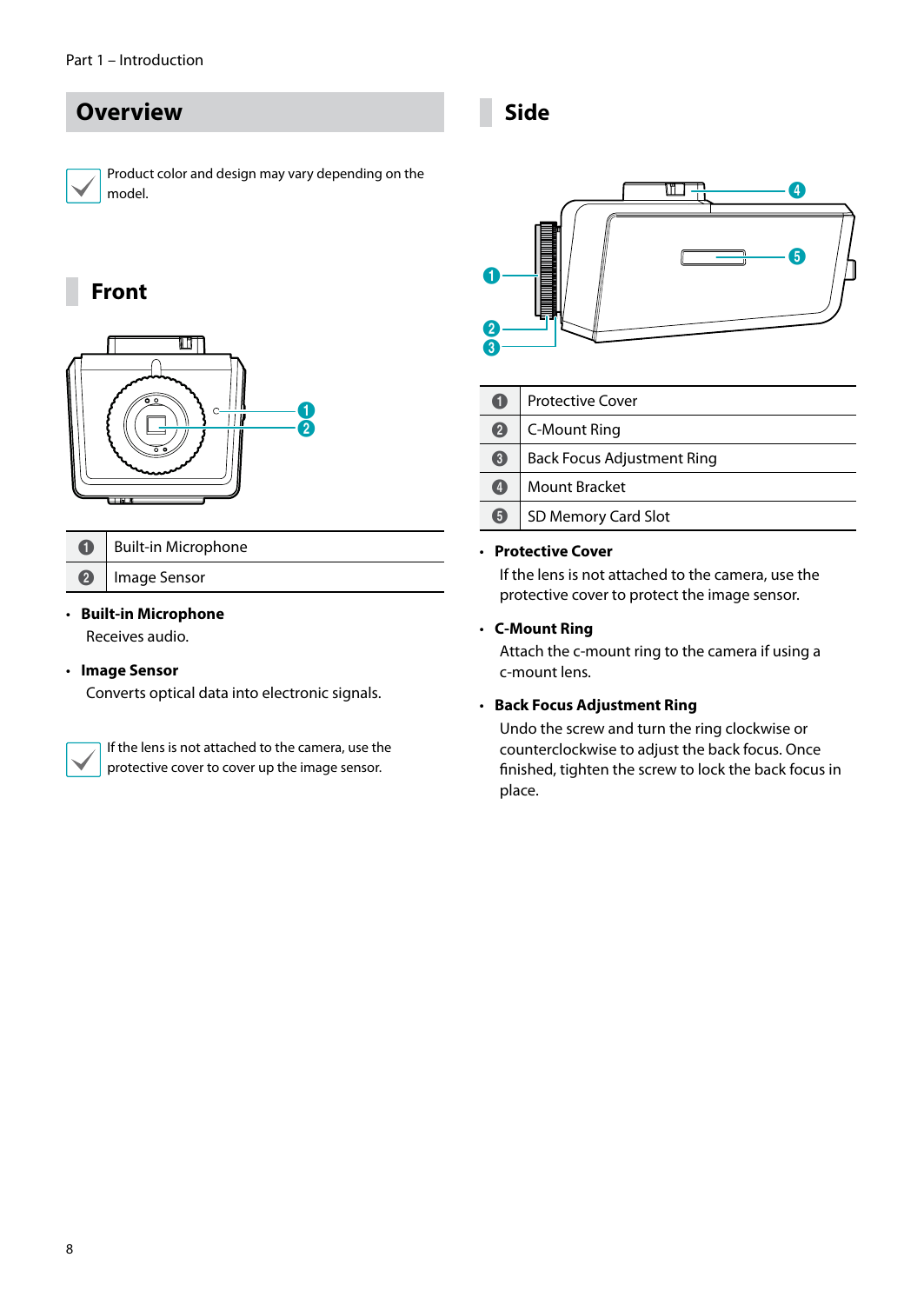# Overview

Product color and design may vary depending on the model.

## Front

| | |
|---|---|
| 1 | Built-in Microphone |
| 2 | Image Sensor |

- **Built-in Microphone**
  Receives audio.
- **Image Sensor**
  Converts optical data into electronic signals.

If the lens is not attached to the camera, use the protective cover to cover up the image sensor.

## Side

| | |
|---|---|
| 1 | Protective Cover |
| 2 | C-Mount Ring |
| 3 | Back Focus Adjustment Ring |
| 4 | Mount Bracket |
| 5 | SD Memory Card Slot |

- **Protective Cover**
  If the lens is not attached to the camera, use the protective cover to protect the image sensor.
- **C-Mount Ring**
  Attach the c-mount ring to the camera if using a c-mount lens.
- **Back Focus Adjustment Ring**
  Undo the screw and turn the ring clockwise or counterclockwise to adjust the back focus. Once finished, tighten the screw to lock the back focus in place.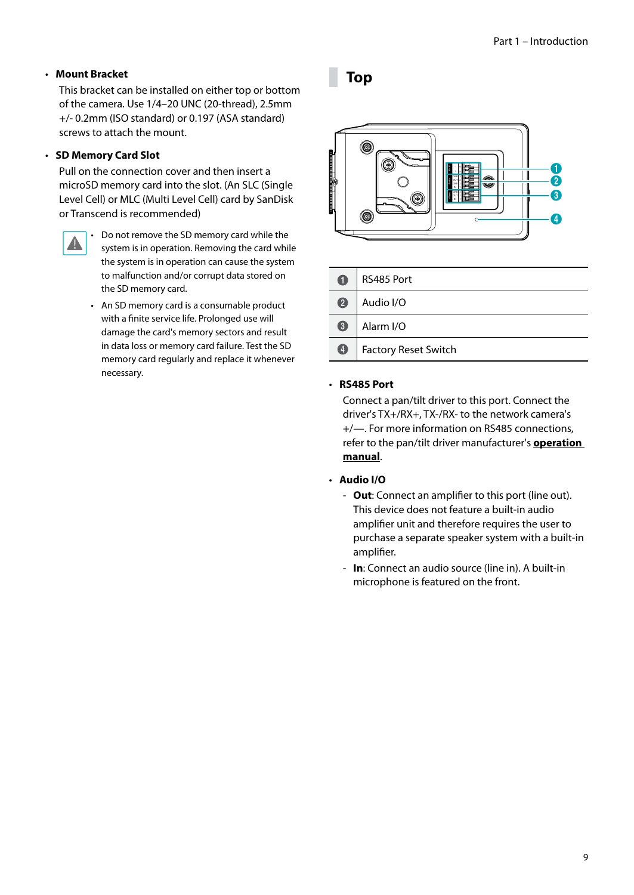- **Mount Bracket**

  This bracket can be installed on either top or bottom of the camera. Use 1/4–20 UNC (20-thread), 2.5mm +/- 0.2mm (ISO standard) or 0.197 (ASA standard) screws to attach the mount.

- **SD Memory Card Slot**

  Pull on the connection cover and then insert a microSD memory card into the slot. (An SLC (Single Level Cell) or MLC (Multi Level Cell) card by SanDisk or Transcend is recommended)

  - Do not remove the SD memory card while the system is in operation. Removing the card while the system is in operation can cause the system to malfunction and/or corrupt data stored on the SD memory card.
  - An SD memory card is a consumable product with a finite service life. Prolonged use will damage the card's memory sectors and result in data loss or memory card failure. Test the SD memory card regularly and replace it whenever necessary.

## Top

| | |
|---|---|
| 1 | RS485 Port |
| 2 | Audio I/O |
| 3 | Alarm I/O |
| 4 | Factory Reset Switch |

- **RS485 Port**

  Connect a pan/tilt driver to this port. Connect the driver's TX+/RX+, TX-/RX- to the network camera's +/—. For more information on RS485 connections, refer to the pan/tilt driver manufacturer's **operation manual**.

- **Audio I/O**
  - **Out**: Connect an amplifier to this port (line out). This device does not feature a built-in audio amplifier unit and therefore requires the user to purchase a separate speaker system with a built-in amplifier.
  - **In**: Connect an audio source (line in). A built-in microphone is featured on the front.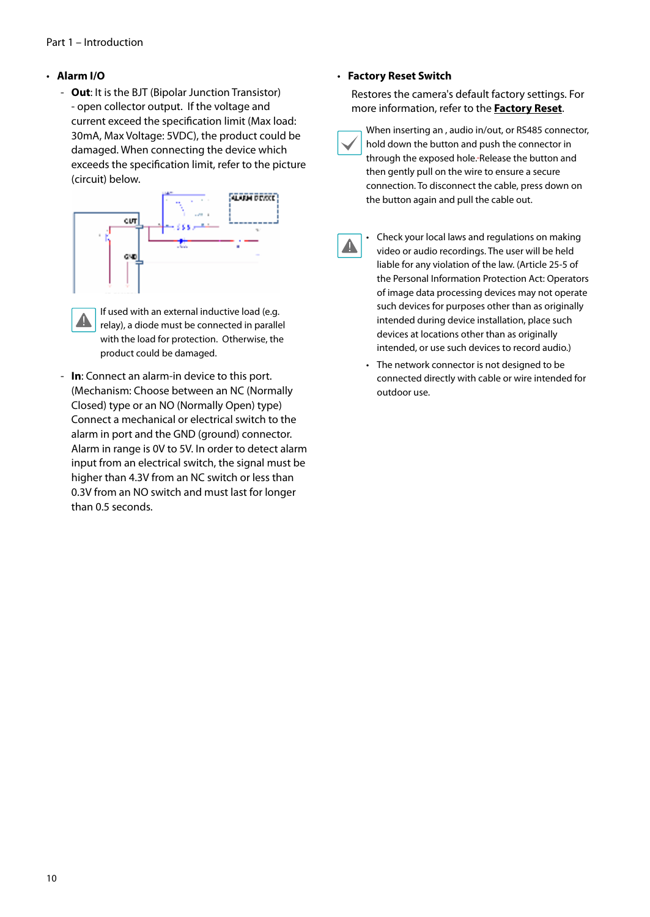- **Alarm I/O**
  - **Out**: It is the BJT (Bipolar Junction Transistor) - open collector output. If the voltage and current exceed the specification limit (Max load: 30mA, Max Voltage: 5VDC), the product could be damaged. When connecting the device which exceeds the specification limit, refer to the picture (circuit) below.

    If used with an external inductive load (e.g. relay), a diode must be connected in parallel with the load for protection. Otherwise, the product could be damaged.

  - **In**: Connect an alarm-in device to this port. (Mechanism: Choose between an NC (Normally Closed) type or an NO (Normally Open) type) Connect a mechanical or electrical switch to the alarm in port and the GND (ground) connector. Alarm in range is 0V to 5V. In order to detect alarm input from an electrical switch, the signal must be higher than 4.3V from an NC switch or less than 0.3V from an NO switch and must last for longer than 0.5 seconds.

- **Factory Reset Switch**

  Restores the camera's default factory settings. For more information, refer to the **Factory Reset**.

When inserting an , audio in/out, or RS485 connector, hold down the button and push the connector in through the exposed hole. Release the button and then gently pull on the wire to ensure a secure connection. To disconnect the cable, press down on the button again and pull the cable out.

- Check your local laws and regulations on making video or audio recordings. The user will be held liable for any violation of the law. (Article 25-5 of the Personal Information Protection Act: Operators of image data processing devices may not operate such devices for purposes other than as originally intended during device installation, place such devices at locations other than as originally intended, or use such devices to record audio.)
- The network connector is not designed to be connected directly with cable or wire intended for outdoor use.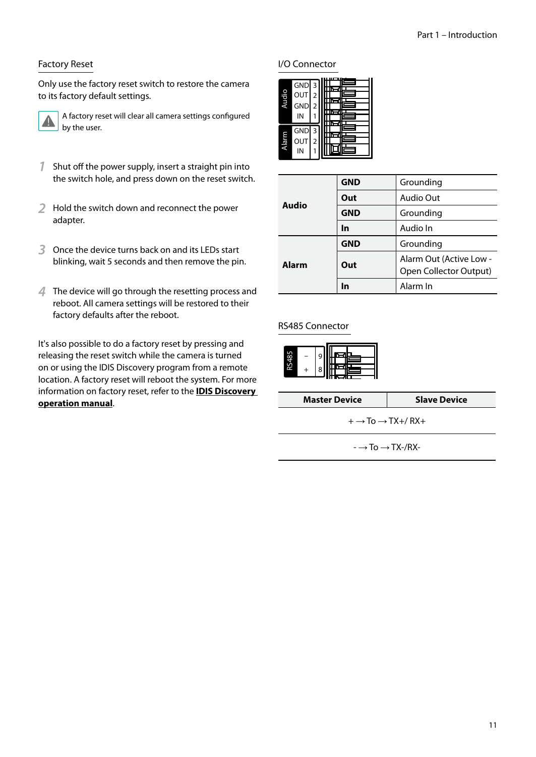## Factory Reset

Only use the factory reset switch to restore the camera to its factory default settings.

A factory reset will clear all camera settings configured by the user.

1. Shut off the power supply, insert a straight pin into the switch hole, and press down on the reset switch.
2. Hold the switch down and reconnect the power adapter.
3. Once the device turns back on and its LEDs start blinking, wait 5 seconds and then remove the pin.
4. The device will go through the resetting process and reboot. All camera settings will be restored to their factory defaults after the reboot.

It's also possible to do a factory reset by pressing and releasing the reset switch while the camera is turned on or using the IDIS Discovery program from a remote location. A factory reset will reboot the system. For more information on factory reset, refer to the **IDIS Discovery operation manual**.

## I/O Connector

| | | |
|---|---|---|
| **Audio** | **GND** | Grounding |
| | **Out** | Audio Out |
| | **GND** | Grounding |
| | **In** | Audio In |
| **Alarm** | **GND** | Grounding |
| | **Out** | Alarm Out (Active Low - Open Collector Output) |
| | **In** | Alarm In |

## RS485 Connector

| Master Device | Slave Device |
|---|---|
| + → To → TX+/ RX+ | |
| - → To → TX-/RX- | |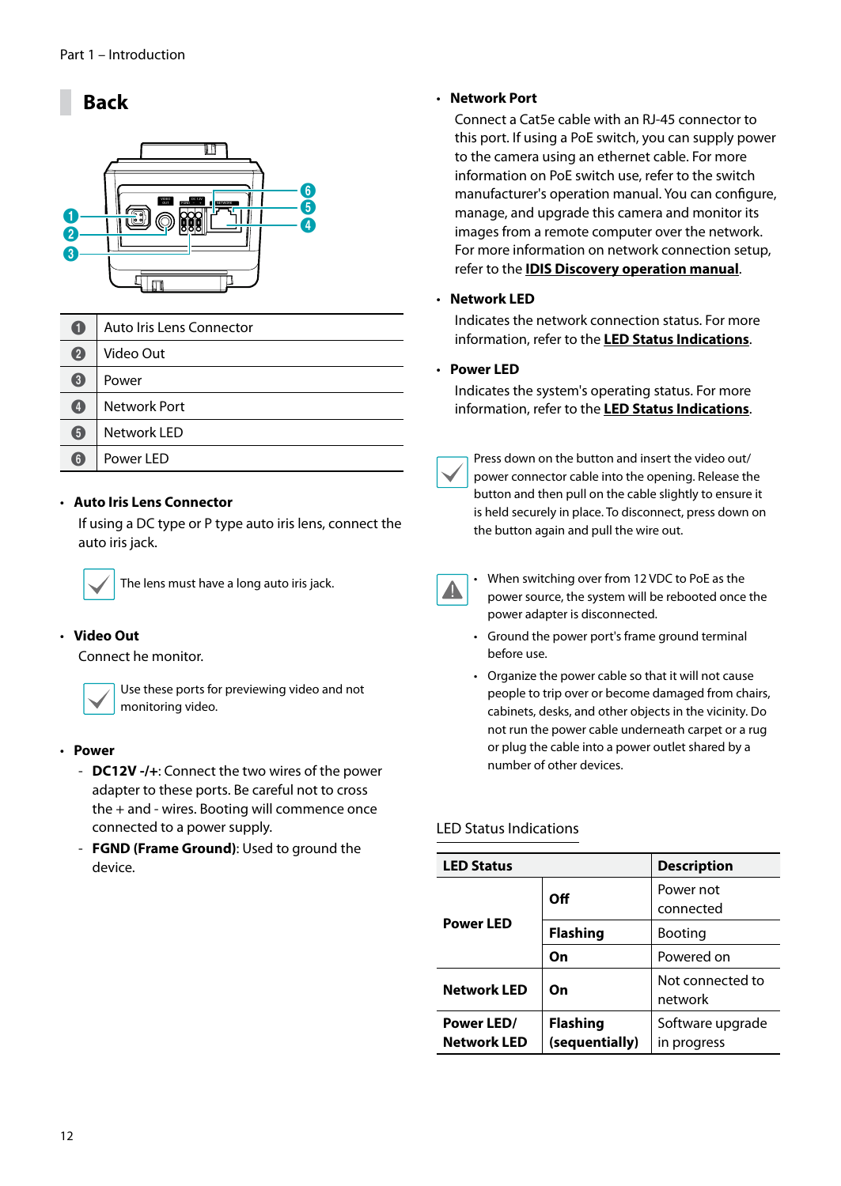## Back

| | |
|---|---|
| 1 | Auto Iris Lens Connector |
| 2 | Video Out |
| 3 | Power |
| 4 | Network Port |
| 5 | Network LED |
| 6 | Power LED |

- **Auto Iris Lens Connector**

  If using a DC type or P type auto iris lens, connect the auto iris jack.

  The lens must have a long auto iris jack.

- **Video Out**

  Connect he monitor.

  Use these ports for previewing video and not monitoring video.

- **Power**
  - **DC12V -/+**: Connect the two wires of the power adapter to these ports. Be careful not to cross the + and - wires. Booting will commence once connected to a power supply.
  - **FGND (Frame Ground)**: Used to ground the device.

- **Network Port**

  Connect a Cat5e cable with an RJ-45 connector to this port. If using a PoE switch, you can supply power to the camera using an ethernet cable. For more information on PoE switch use, refer to the switch manufacturer's operation manual. You can configure, manage, and upgrade this camera and monitor its images from a remote computer over the network. For more information on network connection setup, refer to the **IDIS Discovery operation manual**.

- **Network LED**

  Indicates the network connection status. For more information, refer to the **LED Status Indications**.

- **Power LED**

  Indicates the system's operating status. For more information, refer to the **LED Status Indications**.

Press down on the button and insert the video out/power connector cable into the opening. Release the button and then pull on the cable slightly to ensure it is held securely in place. To disconnect, press down on the button again and pull the wire out.

- When switching over from 12 VDC to PoE as the power source, the system will be rebooted once the power adapter is disconnected.
- Ground the power port's frame ground terminal before use.
- Organize the power cable so that it will not cause people to trip over or become damaged from chairs, cabinets, desks, and other objects in the vicinity. Do not run the power cable underneath carpet or a rug or plug the cable into a power outlet shared by a number of other devices.

LED Status Indications

| LED Status | | Description |
|---|---|---|
| Power LED | Off | Power not connected |
| | Flashing | Booting |
| | On | Powered on |
| Network LED | On | Not connected to network |
| Power LED/ Network LED | Flashing (sequentially) | Software upgrade in progress |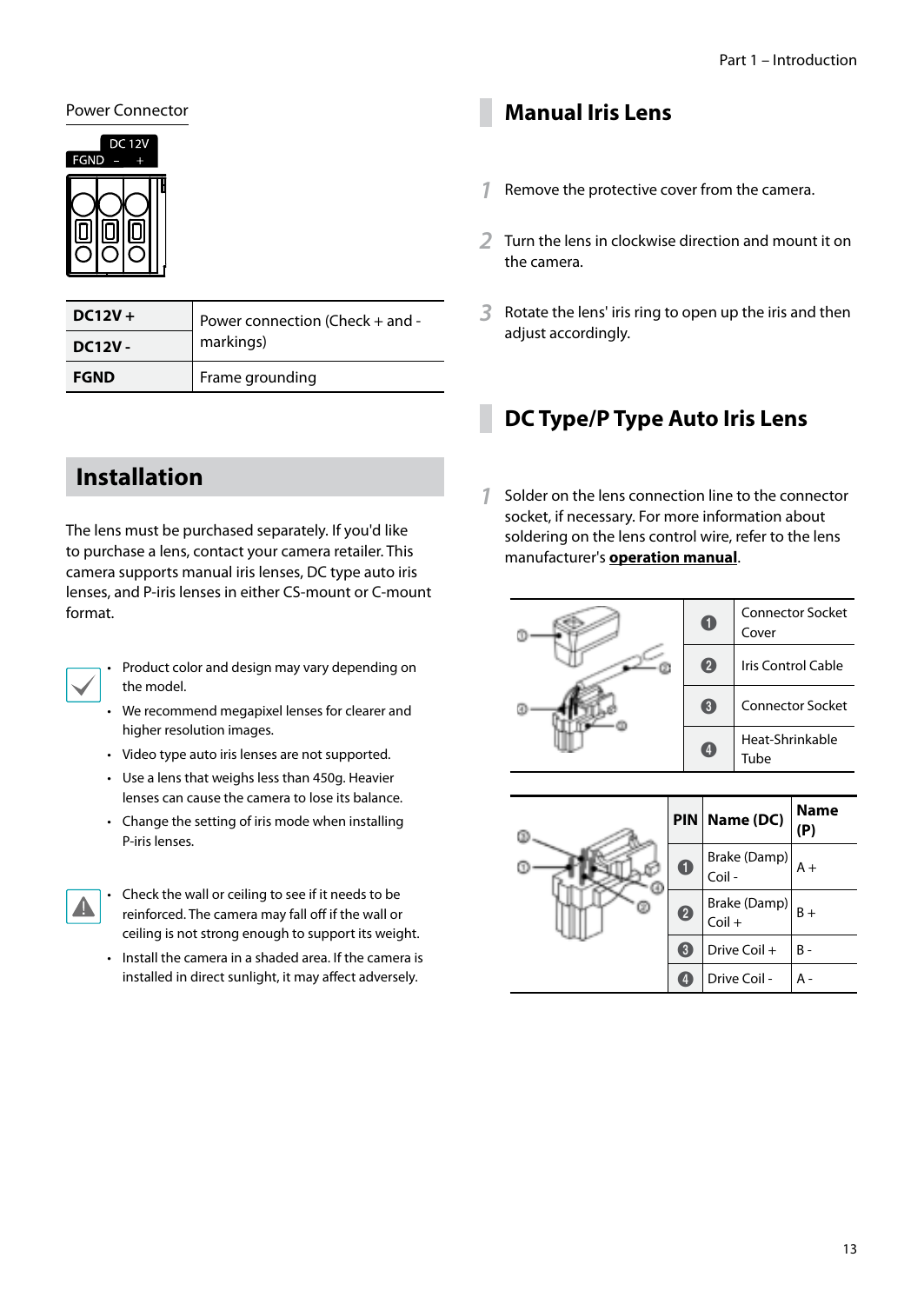Power Connector

| DC12V + | Power connection (Check + and - markings) |
|---|---|
| DC12V - | |
| FGND | Frame grounding |

## Installation

The lens must be purchased separately. If you'd like to purchase a lens, contact your camera retailer. This camera supports manual iris lenses, DC type auto iris lenses, and P-iris lenses in either CS-mount or C-mount format.

- Product color and design may vary depending on the model.
- We recommend megapixel lenses for clearer and higher resolution images.
- Video type auto iris lenses are not supported.
- Use a lens that weighs less than 450g. Heavier lenses can cause the camera to lose its balance.
- Change the setting of iris mode when installing P-iris lenses.

- Check the wall or ceiling to see if it needs to be reinforced. The camera may fall off if the wall or ceiling is not strong enough to support its weight.
- Install the camera in a shaded area. If the camera is installed in direct sunlight, it may affect adversely.

## Manual Iris Lens

1. Remove the protective cover from the camera.
2. Turn the lens in clockwise direction and mount it on the camera.
3. Rotate the lens' iris ring to open up the iris and then adjust accordingly.

## DC Type/P Type Auto Iris Lens

1. Solder on the lens connection line to the connector socket, if necessary. For more information about soldering on the lens control wire, refer to the lens manufacturer's **operation manual**.

| | |
|---|---|
| 1 | Connector Socket Cover |
| 2 | Iris Control Cable |
| 3 | Connector Socket |
| 4 | Heat-Shrinkable Tube |

| PIN | Name (DC) | Name (P) |
|---|---|---|
| 1 | Brake (Damp) Coil - | A + |
| 2 | Brake (Damp) Coil + | B + |
| 3 | Drive Coil + | B - |
| 4 | Drive Coil - | A - |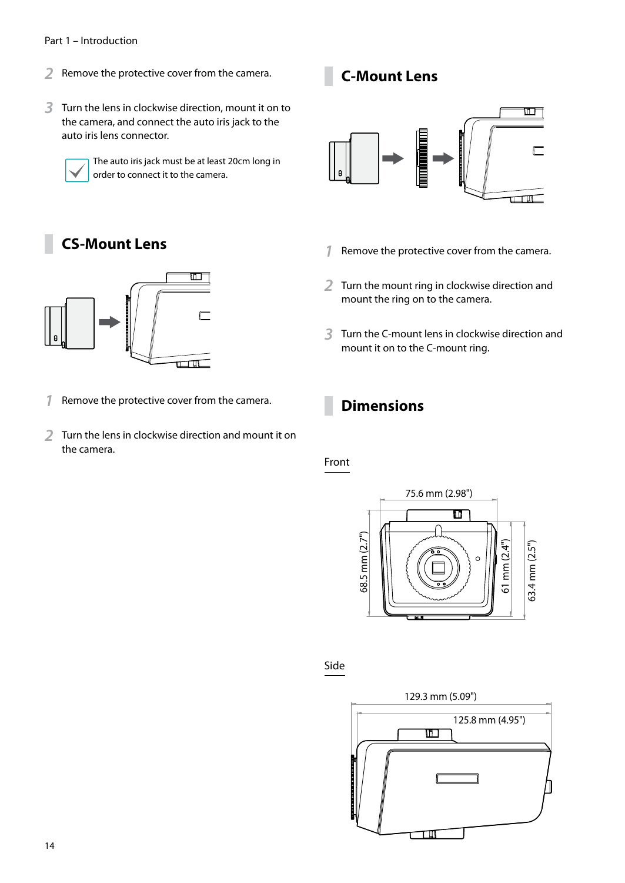2. Remove the protective cover from the camera.

3. Turn the lens in clockwise direction, mount it on to the camera, and connect the auto iris jack to the auto iris lens connector.

   The auto iris jack must be at least 20cm long in order to connect it to the camera.

## CS-Mount Lens

1. Remove the protective cover from the camera.

2. Turn the lens in clockwise direction and mount it on the camera.

## C-Mount Lens

1. Remove the protective cover from the camera.

2. Turn the mount ring in clockwise direction and mount the ring on to the camera.

3. Turn the C-mount lens in clockwise direction and mount it on to the C-mount ring.

## Dimensions

Front

75.6 mm (2.98")

68.5 mm (2.7")

61 mm (2.4")

63.4 mm (2.5")

Side

129.3 mm (5.09")

125.8 mm (4.95")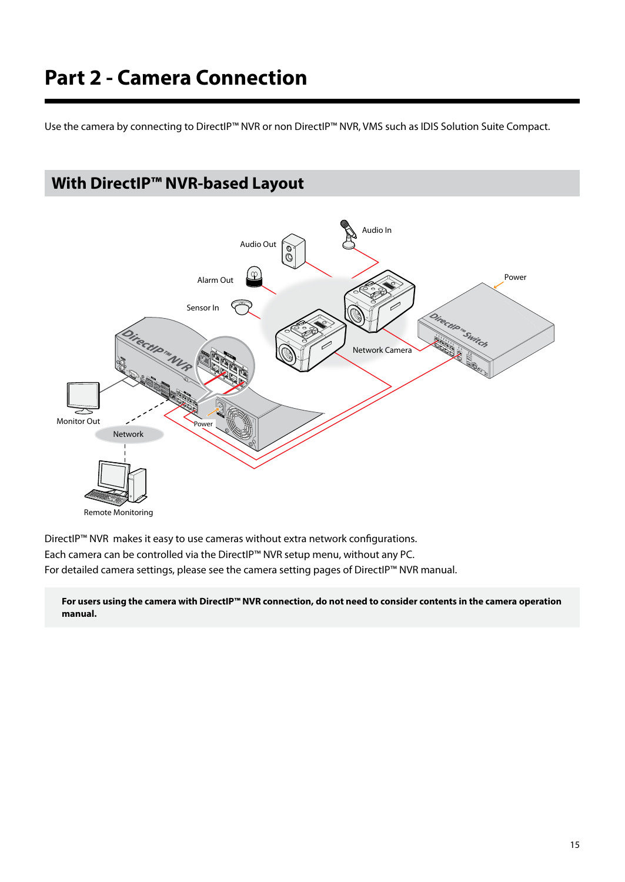# Part 2 - Camera Connection

Use the camera by connecting to DirectIP™ NVR or non DirectIP™ NVR, VMS such as IDIS Solution Suite Compact.

## With DirectIP™ NVR-based Layout

DirectIP™ NVR makes it easy to use cameras without extra network configurations.
Each camera can be controlled via the DirectIP™ NVR setup menu, without any PC.
For detailed camera settings, please see the camera setting pages of DirectIP™ NVR manual.

**For users using the camera with DirectIP™ NVR connection, do not need to consider contents in the camera operation manual.**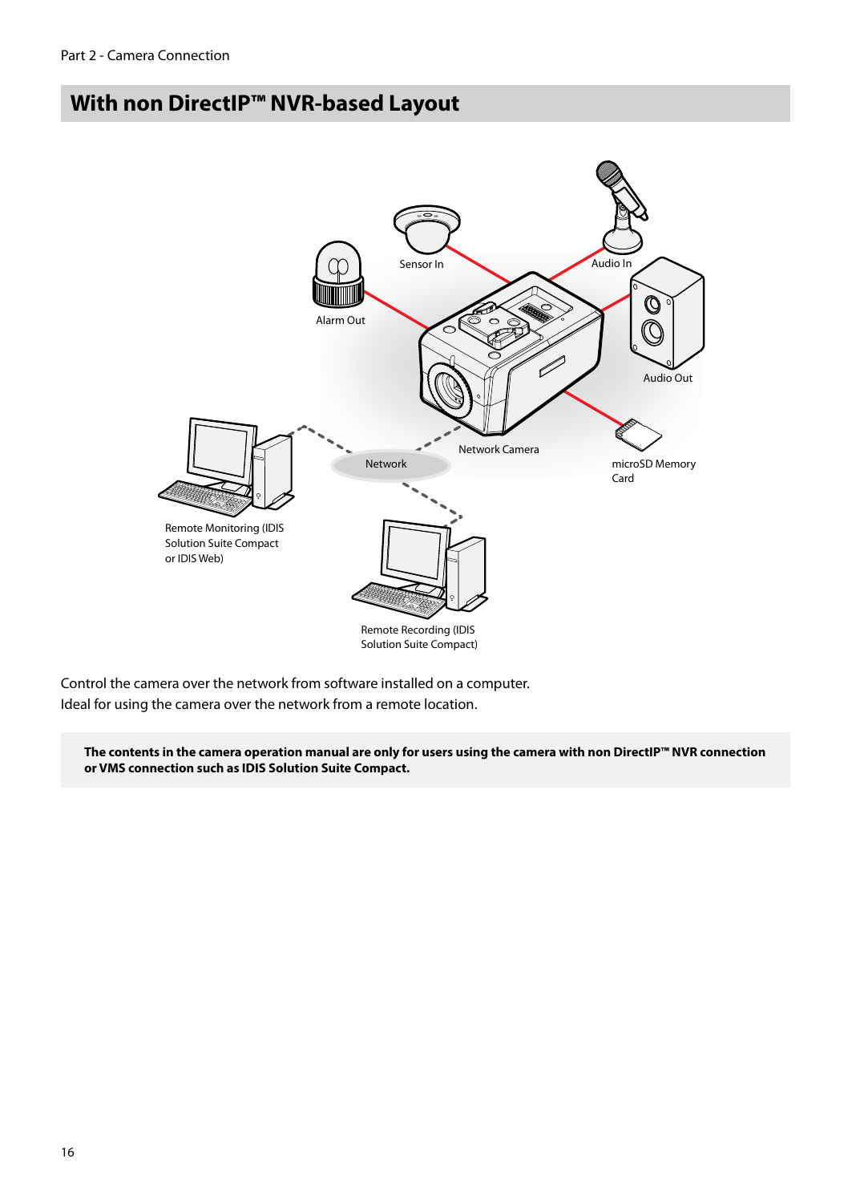## With non DirectIP™ NVR-based Layout

Sensor In

Audio In

Alarm Out

Audio Out

Network Camera

Network

microSD Memory Card

Remote Monitoring (IDIS Solution Suite Compact or IDIS Web)

Remote Recording (IDIS Solution Suite Compact)

Control the camera over the network from software installed on a computer.
Ideal for using the camera over the network from a remote location.

**The contents in the camera operation manual are only for users using the camera with non DirectIP™ NVR connection or VMS connection such as IDIS Solution Suite Compact.**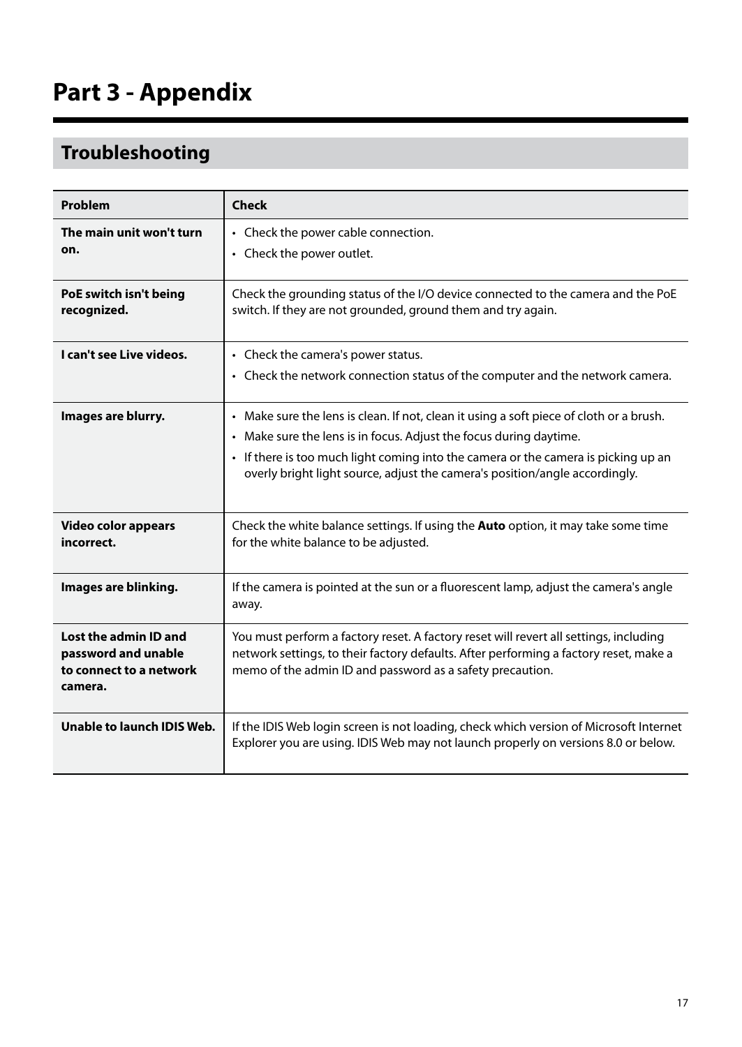# Part 3 - Appendix

## Troubleshooting

| Problem | Check |
|---|---|
| **The main unit won't turn on.** | • Check the power cable connection.<br>• Check the power outlet. |
| **PoE switch isn't being recognized.** | Check the grounding status of the I/O device connected to the camera and the PoE switch. If they are not grounded, ground them and try again. |
| **I can't see Live videos.** | • Check the camera's power status.<br>• Check the network connection status of the computer and the network camera. |
| **Images are blurry.** | • Make sure the lens is clean. If not, clean it using a soft piece of cloth or a brush.<br>• Make sure the lens is in focus. Adjust the focus during daytime.<br>• If there is too much light coming into the camera or the camera is picking up an overly bright light source, adjust the camera's position/angle accordingly. |
| **Video color appears incorrect.** | Check the white balance settings. If using the **Auto** option, it may take some time for the white balance to be adjusted. |
| **Images are blinking.** | If the camera is pointed at the sun or a fluorescent lamp, adjust the camera's angle away. |
| **Lost the admin ID and password and unable to connect to a network camera.** | You must perform a factory reset. A factory reset will revert all settings, including network settings, to their factory defaults. After performing a factory reset, make a memo of the admin ID and password as a safety precaution. |
| **Unable to launch IDIS Web.** | If the IDIS Web login screen is not loading, check which version of Microsoft Internet Explorer you are using. IDIS Web may not launch properly on versions 8.0 or below. |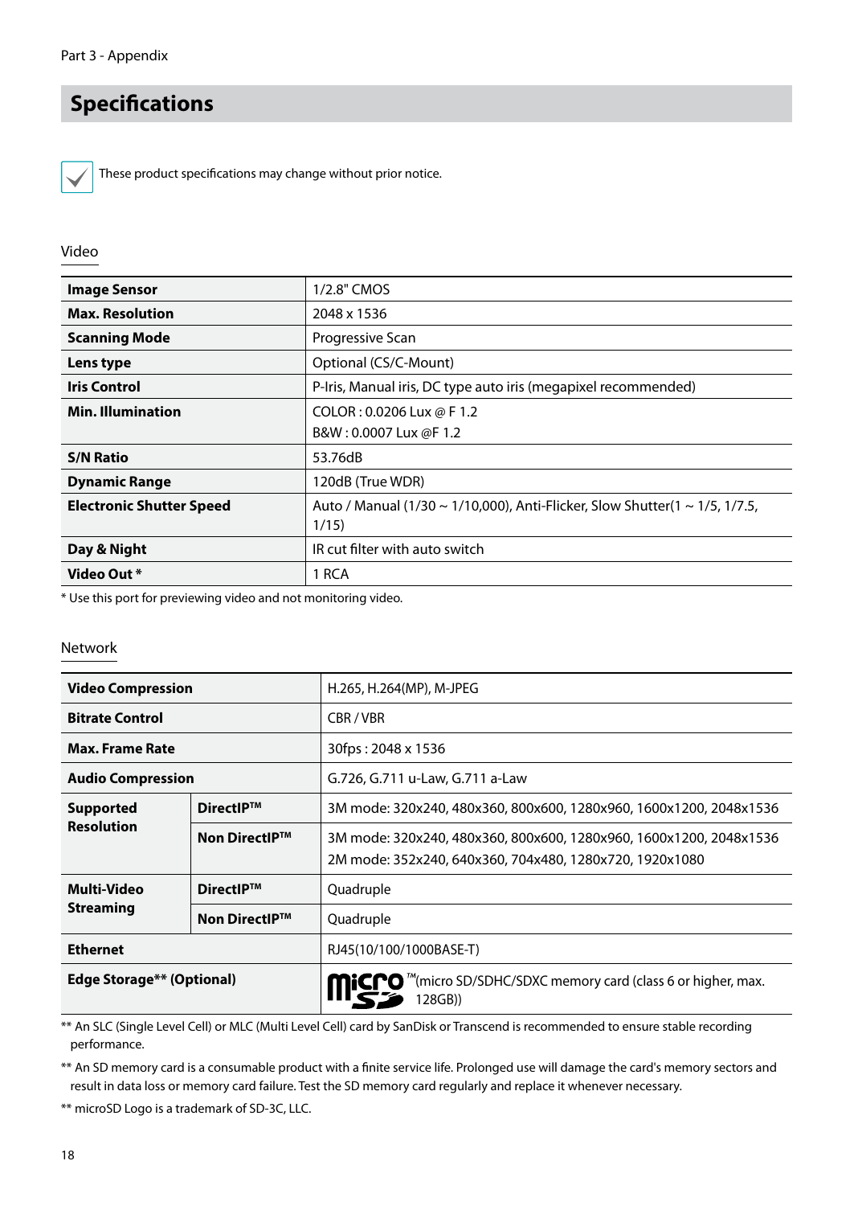Part 3 - Appendix

# Specifications

These product specifications may change without prior notice.

## Video

| | |
|---|---|
| **Image Sensor** | 1/2.8" CMOS |
| **Max. Resolution** | 2048 x 1536 |
| **Scanning Mode** | Progressive Scan |
| **Lens type** | Optional (CS/C-Mount) |
| **Iris Control** | P-Iris, Manual iris, DC type auto iris (megapixel recommended) |
| **Min. Illumination** | COLOR : 0.0206 Lux @ F 1.2<br>B&W : 0.0007 Lux @F 1.2 |
| **S/N Ratio** | 53.76dB |
| **Dynamic Range** | 120dB (True WDR) |
| **Electronic Shutter Speed** | Auto / Manual (1/30 ~ 1/10,000), Anti-Flicker, Slow Shutter(1 ~ 1/5, 1/7.5, 1/15) |
| **Day & Night** | IR cut filter with auto switch |
| **Video Out *** | 1 RCA |

* Use this port for previewing video and not monitoring video.

## Network

| | | |
|---|---|---|
| **Video Compression** | | H.265, H.264(MP), M-JPEG |
| **Bitrate Control** | | CBR / VBR |
| **Max. Frame Rate** | | 30fps : 2048 x 1536 |
| **Audio Compression** | | G.726, G.711 u-Law, G.711 a-Law |
| **Supported Resolution** | **DirectIP™** | 3M mode: 320x240, 480x360, 800x600, 1280x960, 1600x1200, 2048x1536 |
| | **Non DirectIP™** | 3M mode: 320x240, 480x360, 800x600, 1280x960, 1600x1200, 2048x1536<br>2M mode: 352x240, 640x360, 704x480, 1280x720, 1920x1080 |
| **Multi-Video Streaming** | **DirectIP™** | Quadruple |
| | **Non DirectIP™** | Quadruple |
| **Ethernet** | | RJ45(10/100/1000BASE-T) |
| **Edge Storage** (Optional)** | | microSD™(micro SD/SDHC/SDXC memory card (class 6 or higher, max. 128GB)) |

** An SLC (Single Level Cell) or MLC (Multi Level Cell) card by SanDisk or Transcend is recommended to ensure stable recording performance.

** An SD memory card is a consumable product with a finite service life. Prolonged use will damage the card's memory sectors and result in data loss or memory card failure. Test the SD memory card regularly and replace it whenever necessary.

** microSD Logo is a trademark of SD-3C, LLC.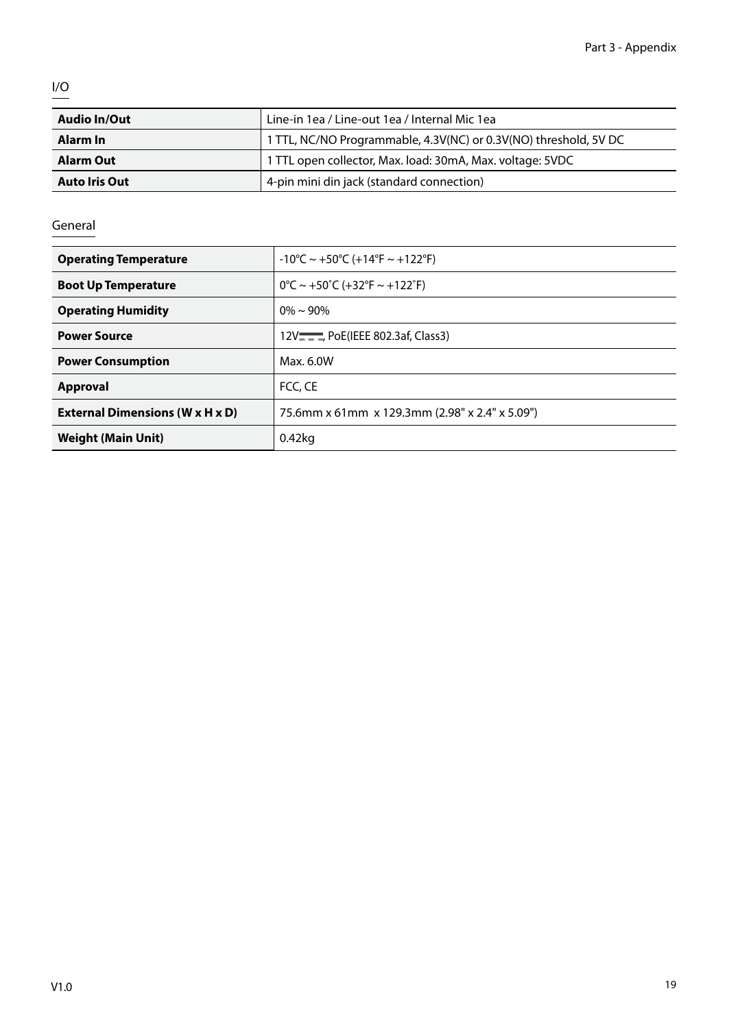## I/O

| | |
|---|---|
| **Audio In/Out** | Line-in 1ea / Line-out 1ea / Internal Mic 1ea |
| **Alarm In** | 1 TTL, NC/NO Programmable, 4.3V(NC) or 0.3V(NO) threshold, 5V DC |
| **Alarm Out** | 1 TTL open collector, Max. load: 30mA, Max. voltage: 5VDC |
| **Auto Iris Out** | 4-pin mini din jack (standard connection) |

## General

| | |
|---|---|
| **Operating Temperature** | -10°C ~ +50°C (+14°F ~ +122°F) |
| **Boot Up Temperature** | 0°C ~ +50˚C (+32°F ~ +122˚F) |
| **Operating Humidity** | 0% ~ 90% |
| **Power Source** | 12V⎓, PoE(IEEE 802.3af, Class3) |
| **Power Consumption** | Max. 6.0W |
| **Approval** | FCC, CE |
| **External Dimensions (W x H x D)** | 75.6mm x 61mm x 129.3mm (2.98" x 2.4" x 5.09") |
| **Weight (Main Unit)** | 0.42kg |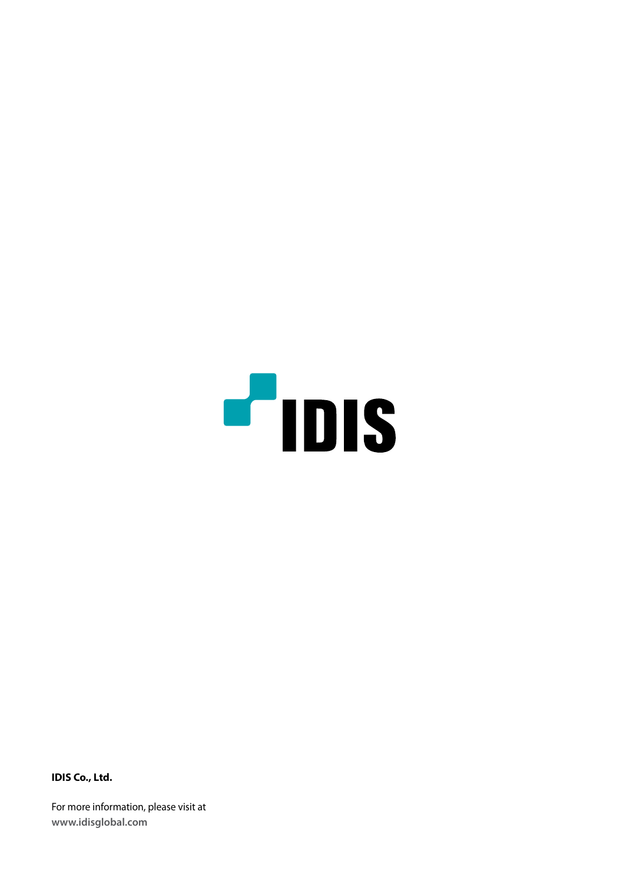IDIS

**IDIS Co., Ltd.**

For more information, please visit at
**www.idisglobal.com**